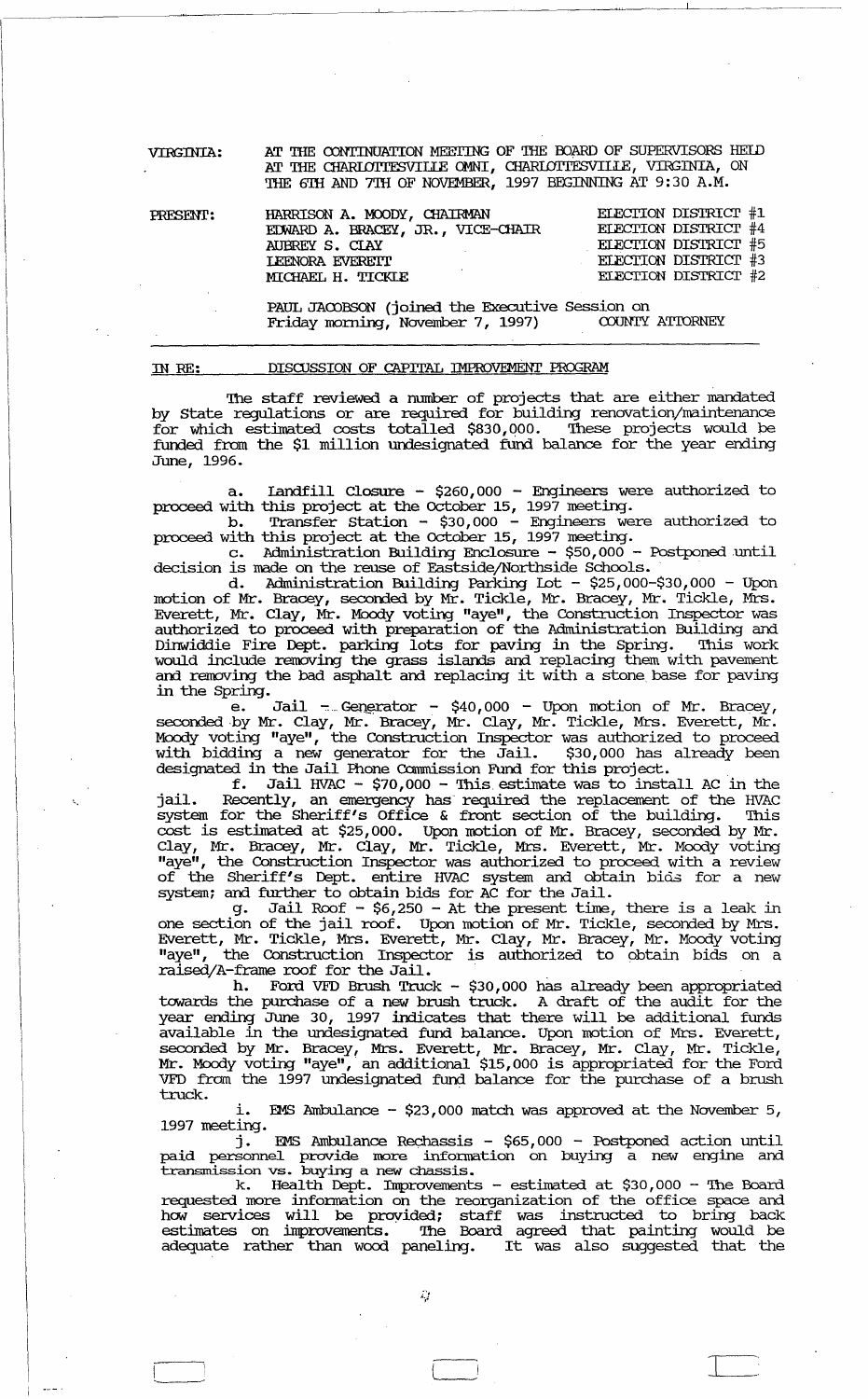VIRGINIA: AT THE CONTINUATION MEETING OF THE BOARD OF SUPERVISORS HELD AT THE CHARLOTTESVILLE OMNI, CHARLOTTESVILLE, VIRGINIA, ON THE 6TH AND 7TH OF NOVEMBER, 1997 BEGINNING AT 9:30 A.M.

| PRESENT: | | |
|---|---|---|
| | HARRISON A. MOODY, CHAIRMAN | ELECTION DISTRICT #1 |
| | EDWARD A. BRACEY, JR., VICE-CHAIR | ELECTION DISTRICT #4 |
| | AUBREY S. CLAY | ELECTION DISTRICT #5 |
| | LEENORA EVERETT | ELECTION DISTRICT #3 |
| | MICHAEL H. TICKLE | ELECTION DISTRICT #2 |
| | PAUL JACOBSON (joined the Executive Session on Friday morning, November 7, 1997) | COUNTY ATTORNEY |

---

IN RE: DISCUSSION OF CAPITAL IMPROVEMENT PROGRAM

The staff reviewed a number of projects that are either mandated by State regulations or are required for building renovation/maintenance for which estimated costs totalled $830,000. These projects would be funded from the $1 million undesignated fund balance for the year ending June, 1996.

a. Landfill Closure - $260,000 - Engineers were authorized to proceed with this project at the October 15, 1997 meeting.

b. Transfer Station - $30,000 - Engineers were authorized to proceed with this project at the October 15, 1997 meeting.

c. Administration Building Enclosure - $50,000 - Postponed until decision is made on the reuse of Eastside/Northside Schools.

d. Administration Building Parking Lot - $25,000-$30,000 - Upon motion of Mr. Bracey, seconded by Mr. Tickle, Mr. Bracey, Mr. Tickle, Mrs. Everett, Mr. Clay, Mr. Moody voting "aye", the Construction Inspector was authorized to proceed with preparation of the Administration Building and Dinwiddie Fire Dept. parking lots for paving in the Spring. This work would include removing the grass islands and replacing them with pavement and removing the bad asphalt and replacing it with a stone base for paving in the Spring.

e. Jail - Generator - $40,000 - Upon motion of Mr. Bracey, seconded by Mr. Clay, Mr. Bracey, Mr. Clay, Mr. Tickle, Mrs. Everett, Mr. Moody voting "aye", the Construction Inspector was authorized to proceed with bidding a new generator for the Jail. $30,000 has already been designated in the Jail Phone Commission Fund for this project.

f. Jail HVAC - $70,000 - This estimate was to install AC in the jail. Recently, an emergency has required the replacement of the HVAC system for the Sheriff's Office & front section of the building. This cost is estimated at $25,000. Upon motion of Mr. Bracey, seconded by Mr. Clay, Mr. Bracey, Mr. Clay, Mr. Tickle, Mrs. Everett, Mr. Moody voting "aye", the Construction Inspector was authorized to proceed with a review of the Sheriff's Dept. entire HVAC system and obtain bids for a new system; and further to obtain bids for AC for the Jail.

g. Jail Roof - $6,250 - At the present time, there is a leak in one section of the jail roof. Upon motion of Mr. Tickle, seconded by Mrs. Everett, Mr. Tickle, Mrs. Everett, Mr. Clay, Mr. Bracey, Mr. Moody voting "aye", the Construction Inspector is authorized to obtain bids on a raised/A-frame roof for the Jail.

h. Ford VFD Brush Truck - $30,000 has already been appropriated towards the purchase of a new brush truck. A draft of the audit for the year ending June 30, 1997 indicates that there will be additional funds available in the undesignated fund balance. Upon motion of Mrs. Everett, seconded by Mr. Bracey, Mrs. Everett, Mr. Bracey, Mr. Clay, Mr. Tickle, Mr. Moody voting "aye", an additional $15,000 is appropriated for the Ford VFD from the 1997 undesignated fund balance for the purchase of a brush truck.

i. EMS Ambulance - $23,000 match was approved at the November 5, 1997 meeting.

j. EMS Ambulance Rechassis - $65,000 - Postponed action until paid personnel provide more information on buying a new engine and transmission vs. buying a new chassis.

k. Health Dept. Improvements - estimated at $30,000 - The Board requested more information on the reorganization of the office space and how services will be provided; staff was instructed to bring back estimates on improvements. The Board agreed that painting would be adequate rather than wood paneling. It was also suggested that the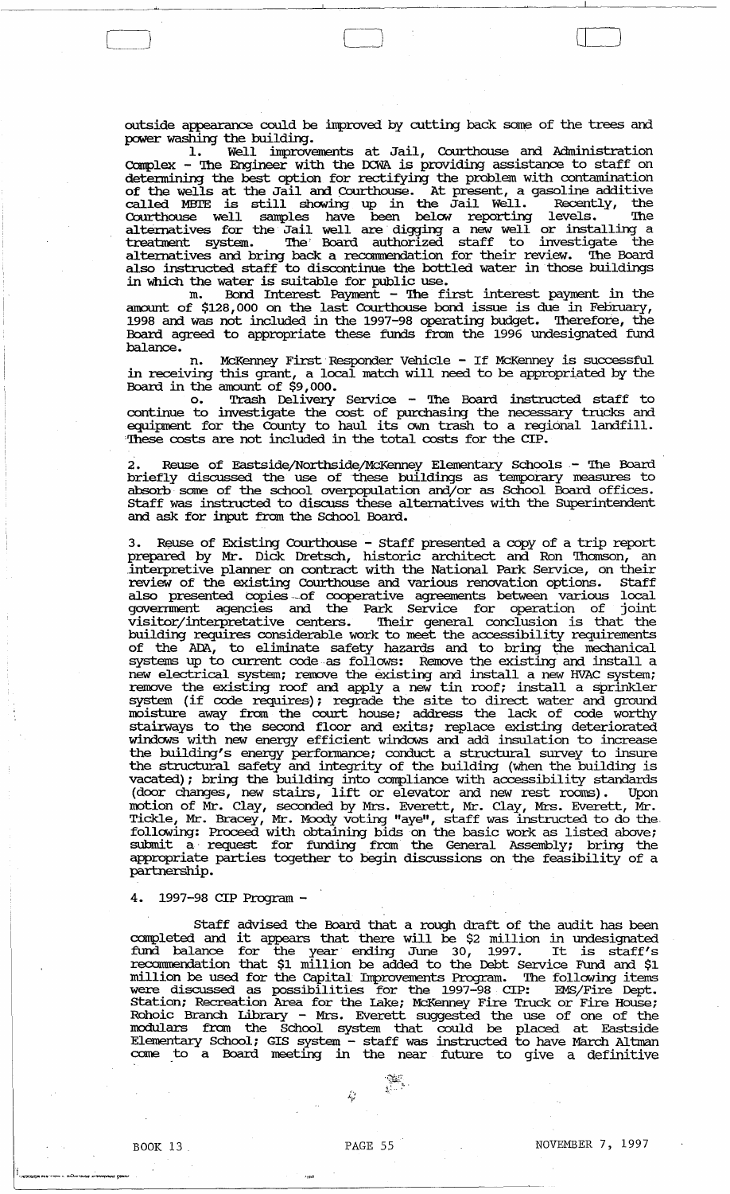outside appearance could be improved by cutting back some of the trees and power washing the building.

l. Well improvements at Jail, Courthouse and Administration Complex - The Engineer with the DCWA is providing assistance to staff on determining the best option for rectifying the problem with contamination of the wells at the Jail and Courthouse. At present, a gasoline additive called MBTE is still showing up in the Jail Well. Recently, the Courthouse well samples have been below reporting levels. The alternatives for the Jail well are digging a new well or installing a treatment system. The Board authorized staff to investigate the alternatives and bring back a recommendation for their review. The Board also instructed staff to discontinue the bottled water in those buildings in which the water is suitable for public use.

m. Bond Interest Payment - The first interest payment in the amount of $128,000 on the last Courthouse bond issue is due in February, 1998 and was not included in the 1997-98 operating budget. Therefore, the Board agreed to appropriate these funds from the 1996 undesignated fund balance.

n. McKenney First Responder Vehicle - If McKenney is successful in receiving this grant, a local match will need to be appropriated by the Board in the amount of $9,000.

o. Trash Delivery Service - The Board instructed staff to continue to investigate the cost of purchasing the necessary trucks and equipment for the County to haul its own trash to a regional landfill. These costs are not included in the total costs for the CIP.

2. Reuse of Eastside/Northside/McKenney Elementary Schools - The Board briefly discussed the use of these buildings as temporary measures to absorb some of the school overpopulation and/or as School Board offices. Staff was instructed to discuss these alternatives with the Superintendent and ask for input from the School Board.

3. Reuse of Existing Courthouse - Staff presented a copy of a trip report prepared by Mr. Dick Dretsch, historic architect and Ron Thomson, an interpretive planner on contract with the National Park Service, on their review of the existing Courthouse and various renovation options. Staff also presented copies of cooperative agreements between various local government agencies and the Park Service for operation of joint visitor/interpretative centers. Their general conclusion is that the building requires considerable work to meet the accessibility requirements of the ADA, to eliminate safety hazards and to bring the mechanical systems up to current code as follows: Remove the existing and install a new electrical system; remove the existing and install a new HVAC system; remove the existing roof and apply a new tin roof; install a sprinkler system (if code requires); regrade the site to direct water and ground moisture away from the court house; address the lack of code worthy stairways to the second floor and exits; replace existing deteriorated windows with new energy efficient windows and add insulation to increase the building's energy performance; conduct a structural survey to insure the structural safety and integrity of the building (when the building is vacated); bring the building into compliance with accessibility standards (door changes, new stairs, lift or elevator and new rest rooms). Upon motion of Mr. Clay, seconded by Mrs. Everett, Mr. Clay, Mrs. Everett, Mr. Tickle, Mr. Bracey, Mr. Moody voting "aye", staff was instructed to do the following: Proceed with obtaining bids on the basic work as listed above; submit a request for funding from the General Assembly; bring the appropriate parties together to begin discussions on the feasibility of a partnership.

4. 1997-98 CIP Program -

Staff advised the Board that a rough draft of the audit has been completed and it appears that there will be $2 million in undesignated fund balance for the year ending June 30, 1997. It is staff's recommendation that $1 million be added to the Debt Service Fund and $1 million be used for the Capital Improvements Program. The following items were discussed as possibilities for the 1997-98 CIP: EMS/Fire Dept. Station; Recreation Area for the Lake; McKenney Fire Truck or Fire House; Rohoic Branch Library - Mrs. Everett suggested the use of one of the modulars from the School system that could be placed at Eastside Elementary School; GIS system - staff was instructed to have March Altman come to a Board meeting in the near future to give a definitive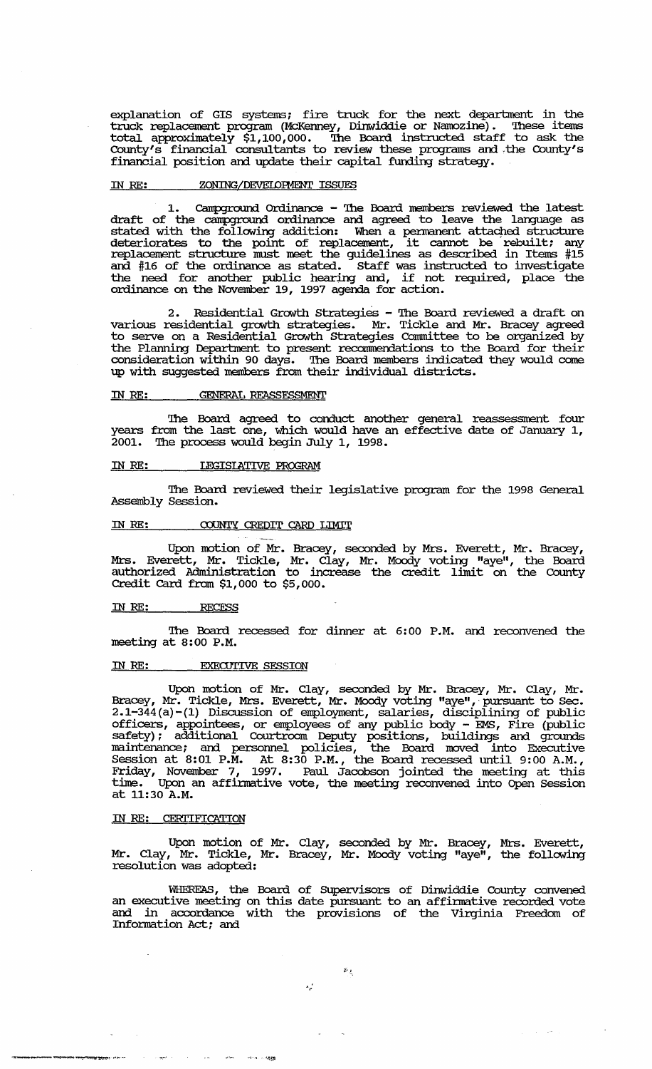explanation of GIS systems; fire truck for the next department in the truck replacement program (McKenney, Dinwiddie or Namozine). These items total approximately $1,100,000. The Board instructed staff to ask the County's financial consultants to review these programs and the County's financial position and update their capital funding strategy.

IN RE: ZONING/DEVELOPMENT ISSUES

1. Campground Ordinance - The Board members reviewed the latest draft of the campground ordinance and agreed to leave the language as stated with the following addition: When a permanent attached structure deteriorates to the point of replacement, it cannot be rebuilt; any replacement structure must meet the guidelines as described in Items #15 and #16 of the ordinance as stated. Staff was instructed to investigate the need for another public hearing and, if not required, place the ordinance on the November 19, 1997 agenda for action.

2. Residential Growth Strategies - The Board reviewed a draft on various residential growth strategies. Mr. Tickle and Mr. Bracey agreed to serve on a Residential Growth Strategies Committee to be organized by the Planning Department to present recommendations to the Board for their consideration within 90 days. The Board members indicated they would come up with suggested members from their individual districts.

IN RE: GENERAL REASSESSMENT

The Board agreed to conduct another general reassessment four years from the last one, which would have an effective date of January 1, 2001. The process would begin July 1, 1998.

IN RE: LEGISLATIVE PROGRAM

The Board reviewed their legislative program for the 1998 General Assembly Session.

IN RE: COUNTY CREDIT CARD LIMIT

Upon motion of Mr. Bracey, seconded by Mrs. Everett, Mr. Bracey, Mrs. Everett, Mr. Tickle, Mr. Clay, Mr. Moody voting "aye", the Board authorized Administration to increase the credit limit on the County Credit Card from $1,000 to $5,000.

IN RE: RECESS

The Board recessed for dinner at 6:00 P.M. and reconvened the meeting at 8:00 P.M.

IN RE: EXECUTIVE SESSION

Upon motion of Mr. Clay, seconded by Mr. Bracey, Mr. Clay, Mr. Bracey, Mr. Tickle, Mrs. Everett, Mr. Moody voting "aye", pursuant to Sec. 2.1-344(a)-(1) Discussion of employment, salaries, disciplining of public officers, appointees, or employees of any public body - EMS, Fire (public safety); additional Courtroom Deputy positions, buildings and grounds maintenance; and personnel policies, the Board moved into Executive Session at 8:01 P.M. At 8:30 P.M., the Board recessed until 9:00 A.M., Friday, November 7, 1997. Paul Jacobson jointed the meeting at this time. Upon an affirmative vote, the meeting reconvened into Open Session at 11:30 A.M.

IN RE: CERTIFICATION

Upon motion of Mr. Clay, seconded by Mr. Bracey, Mrs. Everett, Mr. Clay, Mr. Tickle, Mr. Bracey, Mr. Moody voting "aye", the following resolution was adopted:

WHEREAS, the Board of Supervisors of Dinwiddie County convened an executive meeting on this date pursuant to an affirmative recorded vote and in accordance with the provisions of the Virginia Freedom of Information Act; and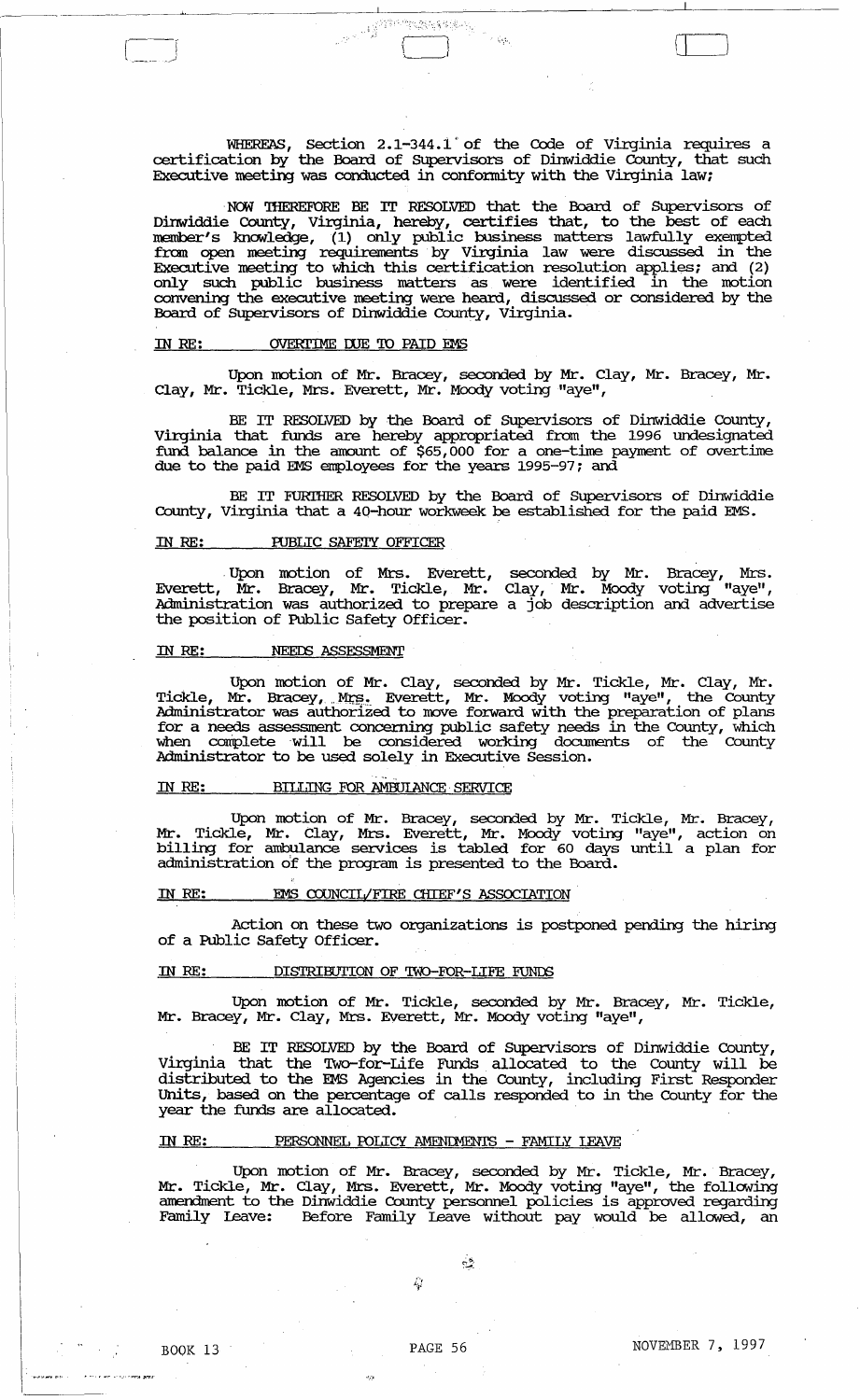WHEREAS, Section 2.1-344.1 of the Code of Virginia requires a certification by the Board of Supervisors of Dinwiddie County, that such Executive meeting was conducted in conformity with the Virginia law;

NOW THEREFORE BE IT RESOLVED that the Board of Supervisors of Dinwiddie County, Virginia, hereby, certifies that, to the best of each member's knowledge, (1) only public business matters lawfully exempted from open meeting requirements by Virginia law were discussed in the Executive meeting to which this certification resolution applies; and (2) only such public business matters as were identified in the motion convening the executive meeting were heard, discussed or considered by the Board of Supervisors of Dinwiddie County, Virginia.

IN RE: OVERTIME DUE TO PAID EMS

Upon motion of Mr. Bracey, seconded by Mr. Clay, Mr. Bracey, Mr. Clay, Mr. Tickle, Mrs. Everett, Mr. Moody voting "aye",

BE IT RESOLVED by the Board of Supervisors of Dinwiddie County, Virginia that funds are hereby appropriated from the 1996 undesignated fund balance in the amount of $65,000 for a one-time payment of overtime due to the paid EMS employees for the years 1995-97; and

BE IT FURTHER RESOLVED by the Board of Supervisors of Dinwiddie County, Virginia that a 40-hour workweek be established for the paid EMS.

IN RE: PUBLIC SAFETY OFFICER

Upon motion of Mrs. Everett, seconded by Mr. Bracey, Mrs. Everett, Mr. Bracey, Mr. Tickle, Mr. Clay, Mr. Moody voting "aye", Administration was authorized to prepare a job description and advertise the position of Public Safety Officer.

IN RE: NEEDS ASSESSMENT

Upon motion of Mr. Clay, seconded by Mr. Tickle, Mr. Clay, Mr. Tickle, Mr. Bracey, Mrs. Everett, Mr. Moody voting "aye", the County Administrator was authorized to move forward with the preparation of plans for a needs assessment concerning public safety needs in the County, which when complete will be considered working documents of the County Administrator to be used solely in Executive Session.

IN RE: BILLING FOR AMBULANCE SERVICE

Upon motion of Mr. Bracey, seconded by Mr. Tickle, Mr. Bracey, Mr. Tickle, Mr. Clay, Mrs. Everett, Mr. Moody voting "aye", action on billing for ambulance services is tabled for 60 days until a plan for administration of the program is presented to the Board.

IN RE: EMS COUNCIL/FIRE CHIEF'S ASSOCIATION

Action on these two organizations is postponed pending the hiring of a Public Safety Officer.

IN RE: DISTRIBUTION OF TWO-FOR-LIFE FUNDS

Upon motion of Mr. Tickle, seconded by Mr. Bracey, Mr. Tickle, Mr. Bracey, Mr. Clay, Mrs. Everett, Mr. Moody voting "aye",

BE IT RESOLVED by the Board of Supervisors of Dinwiddie County, Virginia that the Two-for-Life Funds allocated to the County will be distributed to the EMS Agencies in the County, including First Responder Units, based on the percentage of calls responded to in the County for the year the funds are allocated.

IN RE: PERSONNEL POLICY AMENDMENTS - FAMILY LEAVE

Upon motion of Mr. Bracey, seconded by Mr. Tickle, Mr. Bracey, Mr. Tickle, Mr. Clay, Mrs. Everett, Mr. Moody voting "aye", the following amendment to the Dinwiddie County personnel policies is approved regarding Family Leave: Before Family Leave without pay would be allowed, an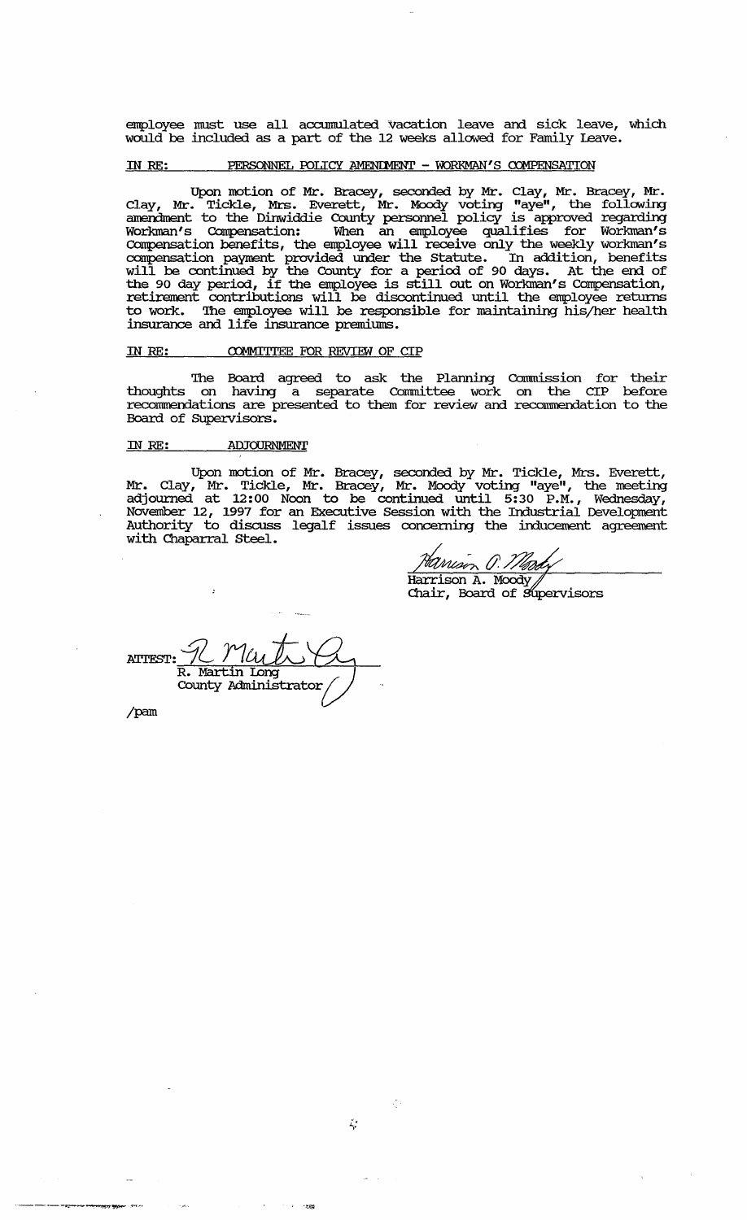employee must use all accumulated vacation leave and sick leave, which would be included as a part of the 12 weeks allowed for Family Leave.

IN RE: PERSONNEL POLICY AMENDMENT - WORKMAN'S COMPENSATION

Upon motion of Mr. Bracey, seconded by Mr. Clay, Mr. Bracey, Mr. Clay, Mr. Tickle, Mrs. Everett, Mr. Moody voting "aye", the following amendment to the Dinwiddie County personnel policy is approved regarding Workman's Compensation: When an employee qualifies for Workman's Compensation benefits, the employee will receive only the weekly workman's compensation payment provided under the Statute. In addition, benefits will be continued by the County for a period of 90 days. At the end of the 90 day period, if the employee is still out on Workman's Compensation, retirement contributions will be discontinued until the employee returns to work. The employee will be responsible for maintaining his/her health insurance and life insurance premiums.

IN RE: COMMITTEE FOR REVIEW OF CIP

The Board agreed to ask the Planning Commission for their thoughts on having a separate Committee work on the CIP before recommendations are presented to them for review and recommendation to the Board of Supervisors.

IN RE: ADJOURNMENT

Upon motion of Mr. Bracey, seconded by Mr. Tickle, Mrs. Everett, Mr. Clay, Mr. Tickle, Mr. Bracey, Mr. Moody voting "aye", the meeting adjourned at 12:00 Noon to be continued until 5:30 P.M., Wednesday, November 12, 1997 for an Executive Session with the Industrial Development Authority to discuss legalf issues concerning the inducement agreement with Chaparral Steel.

Harrison A. Moody
Chair, Board of Supervisors

ATTEST:
R. Martin Long
County Administrator

/pam